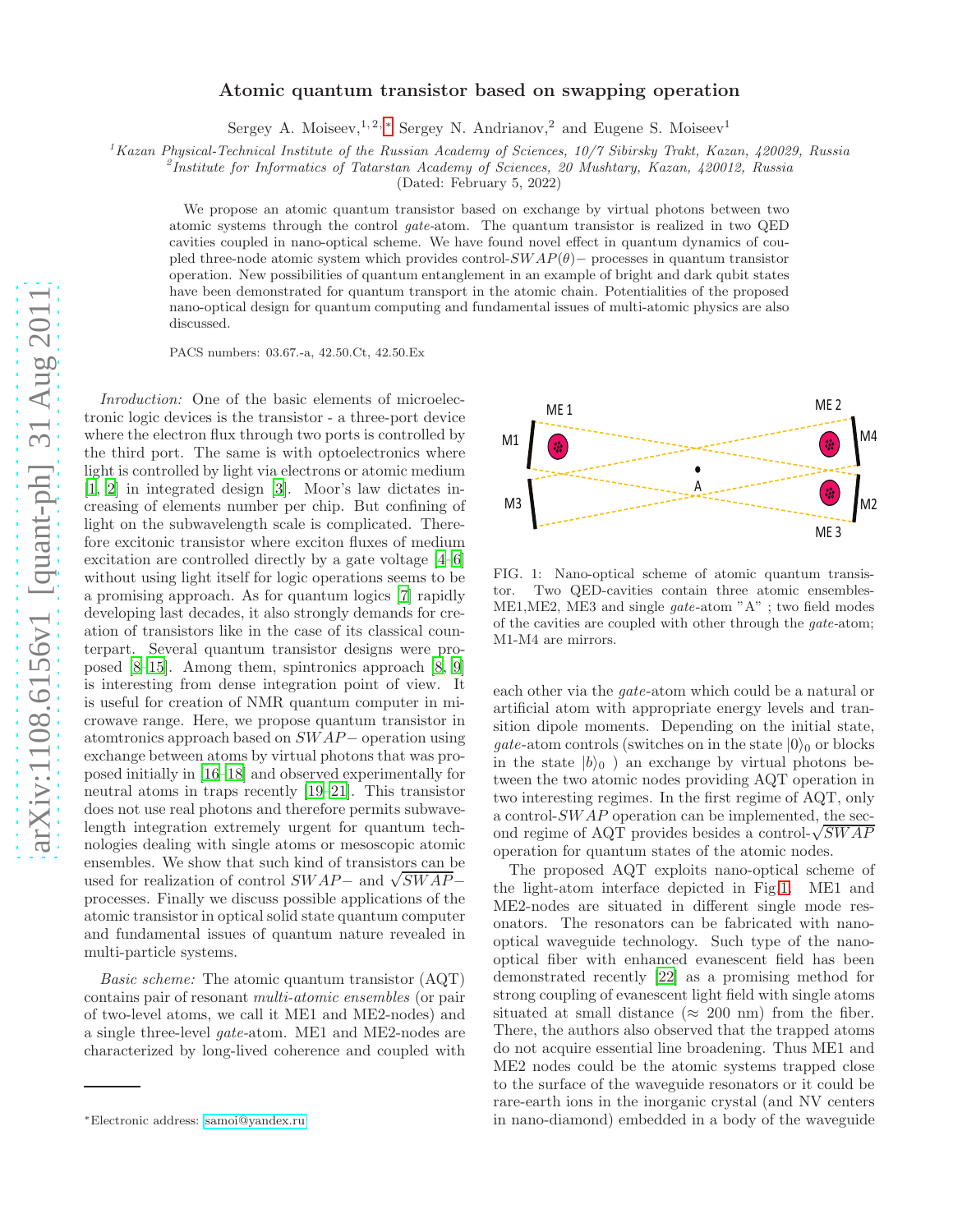# Atomic quantum transistor based on swapping operation

Sergey A. Moiseev,[1,2,*] Sergey N. Andrianov,[2] and Eugene S. Moiseev[1]

[1]*Kazan Physical-Technical Institute of the Russian Academy of Sciences, 10/7 Sibirsky Trakt, Kazan, 420029, Russia*
[2]*Institute for Informatics of Tatarstan Academy of Sciences, 20 Mushtary, Kazan, 420012, Russia*

(Dated: February 5, 2022)

We propose an atomic quantum transistor based on exchange by virtual photons between two atomic systems through the control *gate*-atom. The quantum transistor is realized in two QED cavities coupled in nano-optical scheme. We have found novel effect in quantum dynamics of coupled three-node atomic system which provides control-$SWAP(\theta)-$ processes in quantum transistor operation. New possibilities of quantum entanglement in an example of bright and dark qubit states have been demonstrated for quantum transport in the atomic chain. Potentialities of the proposed nano-optical design for quantum computing and fundamental issues of multi-atomic physics are also discussed.

PACS numbers: 03.67.-a, 42.50.Ct, 42.50.Ex

*Inroduction:* One of the basic elements of microelectronic logic devices is the transistor - a three-port device where the electron flux through two ports is controlled by the third port. The same is with optoelectronics where light is controlled by light via electrons or atomic medium [1, 2] in integrated design [3]. Moor's law dictates increasing of elements number per chip. But confining of light on the subwavelength scale is complicated. Therefore excitonic transistor where exciton fluxes of medium excitation are controlled directly by a gate voltage [4–6] without using light itself for logic operations seems to be a promising approach. As for quantum logics [7] rapidly developing last decades, it also strongly demands for creation of transistors like in the case of its classical counterpart. Several quantum transistor designs were proposed [8–15]. Among them, spintronics approach [8, 9] is interesting from dense integration point of view. It is useful for creation of NMR quantum computer in microwave range. Here, we propose quantum transistor in atomtronics approach based on $SWAP-$ operation using exchange between atoms by virtual photons that was proposed initially in [16–18] and observed experimentally for neutral atoms in traps recently [19–21]. This transistor does not use real photons and therefore permits subwavelength integration extremely urgent for quantum technologies dealing with single atoms or mesoscopic atomic ensembles. We show that such kind of transistors can be used for realization of control $SWAP-$ and $\sqrt{SWAP}-$ processes. Finally we discuss possible applications of the atomic transistor in optical solid state quantum computer and fundamental issues of quantum nature revealed in multi-particle systems.

*Basic scheme:* The atomic quantum transistor (AQT) contains pair of resonant *multi-atomic ensembles* (or pair of two-level atoms, we call it ME1 and ME2-nodes) and a single three-level *gate*-atom. ME1 and ME2-nodes are characterized by long-lived coherence and coupled with each other via the *gate*-atom which could be a natural or artificial atom with appropriate energy levels and transition dipole moments. Depending on the initial state, *gate*-atom controls (switches on in the state $|0\rangle_0$ or blocks in the state $|b\rangle_0$ ) an exchange by virtual photons between the two atomic nodes providing AQT operation in two interesting regimes. In the first regime of AQT, only a control-$SWAP$ operation can be implemented, the second regime of AQT provides besides a control-$\sqrt{SWAP}$ operation for quantum states of the atomic nodes.

FIG. 1: Nano-optical scheme of atomic quantum transistor. Two QED-cavities contain three atomic ensembles-ME1,ME2, ME3 and single *gate*-atom "A" ; two field modes of the cavities are coupled with other through the *gate*-atom; M1-M4 are mirrors.

The proposed AQT exploits nano-optical scheme of the light-atom interface depicted in Fig.1. ME1 and ME2-nodes are situated in different single mode resonators. The resonators can be fabricated with nano-optical waveguide technology. Such type of the nano-optical fiber with enhanced evanescent field has been demonstrated recently [22] as a promising method for strong coupling of evanescent light field with single atoms situated at small distance ($\approx$ 200 nm) from the fiber. There, the authors also observed that the trapped atoms do not acquire essential line broadening. Thus ME1 and ME2 nodes could be the atomic systems trapped close to the surface of the waveguide resonators or it could be rare-earth ions in the inorganic crystal (and NV centers in nano-diamond) embedded in a body of the waveguide

*Electronic address: samoi@yandex.ru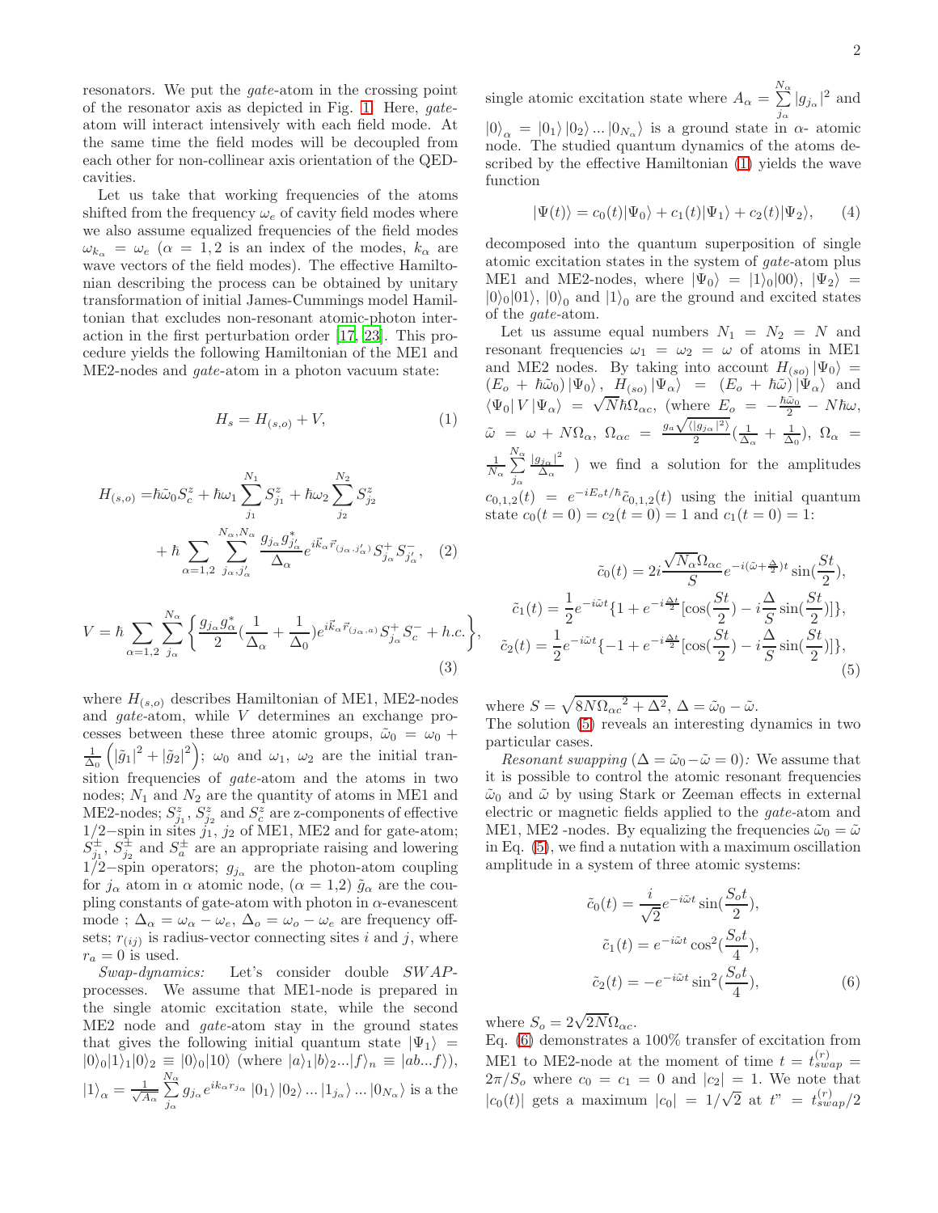resonators. We put the *gate*-atom in the crossing point of the resonator axis as depicted in Fig. 1. Here, *gate*-atom will interact intensively with each field mode. At the same time the field modes will be decoupled from each other for non-collinear axis orientation of the QED-cavities.

Let us take that working frequencies of the atoms shifted from the frequency $\omega_e$ of cavity field modes where we also assume equalized frequencies of the field modes $\omega_{k_\alpha} = \omega_e$ ($\alpha = 1, 2$ is an index of the modes, $k_\alpha$ are wave vectors of the field modes). The effective Hamiltonian describing the process can be obtained by unitary transformation of initial James-Cummings model Hamiltonian that excludes non-resonant atomic-photon interaction in the first perturbation order [17, 23]. This procedure yields the following Hamiltonian of the ME1 and ME2-nodes and *gate*-atom in a photon vacuum state:

$$H_s = H_{(s,o)} + V, \tag{1}$$

$$H_{(s,o)} = \hbar\tilde{\omega}_0 S_c^z + \hbar\omega_1 \sum_{j_1}^{N_1} S_{j_1}^z + \hbar\omega_2 \sum_{j_2}^{N_2} S_{j_2}^z + \hbar \sum_{\alpha=1,2} \sum_{j_\alpha, j'_\alpha}^{N_\alpha, N_\alpha} \frac{g_{j_\alpha} g^*_{j'_\alpha}}{\Delta_\alpha} e^{i\vec{k}_\alpha \vec{r}_{(j_\alpha, j'_\alpha)}} S_{j_\alpha}^+ S_{j'_\alpha}^-, \tag{2}$$

$$V = \hbar \sum_{\alpha=1,2} \sum_{j_\alpha}^{N_\alpha} \left\{ \frac{g_{j_\alpha} g^*_\alpha}{2} \left(\frac{1}{\Delta_\alpha} + \frac{1}{\Delta_0}\right) e^{i\vec{k}_\alpha \vec{r}_{(j_\alpha, a)}} S_{j_\alpha}^+ S_c^- + h.c. \right\}, \tag{3}$$

where $H_{(s,o)}$ describes Hamiltonian of ME1, ME2-nodes and *gate*-atom, while $V$ determines an exchange processes between these three atomic groups, $\tilde{\omega}_0 = \omega_0 + \frac{1}{\Delta_0}\left(|\tilde{g}_1|^2 + |\tilde{g}_2|^2\right)$; $\omega_0$ and $\omega_1$, $\omega_2$ are the initial transition frequencies of *gate*-atom and the atoms in two nodes; $N_1$ and $N_2$ are the quantity of atoms in ME1 and ME2-nodes; $S_{j_1}^z$, $S_{j_2}^z$ and $S_c^z$ are z-components of effective $1/2-$spin in sites $j_1$, $j_2$ of ME1, ME2 and for gate-atom; $S_{j_1}^{\pm}$, $S_{j_2}^{\pm}$ and $S_a^{\pm}$ are an appropriate raising and lowering $1/2-$spin operators; $g_{j_\alpha}$ are the photon-atom coupling for $j_\alpha$ atom in $\alpha$ atomic node, ($\alpha = 1, 2$) $\tilde{g}_\alpha$ are the coupling constants of gate-atom with photon in $\alpha$-evanescent mode ; $\Delta_\alpha = \omega_\alpha - \omega_e$, $\Delta_o = \omega_o - \omega_e$ are frequency offsets; $r_{(ij)}$ is radius-vector connecting sites $i$ and $j$, where $r_a = 0$ is used.

*Swap-dynamics:* Let's consider double *SWAP*-processes. We assume that ME1-node is prepared in the single atomic excitation state, while the second ME2 node and *gate*-atom stay in the ground states that gives the following initial quantum state $|\Psi_1\rangle = |0\rangle_0 |1\rangle_1 |0\rangle_2 \equiv |0\rangle_0 |10\rangle$ (where $|a\rangle_1 |b\rangle_2 ... |f\rangle_n \equiv |ab...f\rangle$), $|1\rangle_\alpha = \frac{1}{\sqrt{A_\alpha}} \sum_{j_\alpha}^{N_\alpha} g_{j_\alpha} e^{ik_\alpha r_{j_\alpha}} |0_1\rangle |0_2\rangle ... |1_{j_\alpha}\rangle ... |0_{N_\alpha}\rangle$ is a the single atomic excitation state where $A_\alpha = \sum_{j_\alpha}^{N_\alpha} |g_{j_\alpha}|^2$ and $|0\rangle_\alpha = |0_1\rangle |0_2\rangle ... |0_{N_\alpha}\rangle$ is a ground state in $\alpha$- atomic node. The studied quantum dynamics of the atoms described by the effective Hamiltonian (1) yields the wave function

$$|\Psi(t)\rangle = c_0(t)|\Psi_0\rangle + c_1(t)|\Psi_1\rangle + c_2(t)|\Psi_2\rangle, \tag{4}$$

decomposed into the quantum superposition of single atomic excitation states in the system of *gate*-atom plus ME1 and ME2-nodes, where $|\Psi_0\rangle = |1\rangle_0 |00\rangle$, $|\Psi_2\rangle = |0\rangle_0 |01\rangle$, $|0\rangle_0$ and $|1\rangle_0$ are the ground and excited states of the *gate*-atom.

Let us assume equal numbers $N_1 = N_2 = N$ and resonant frequencies $\omega_1 = \omega_2 = \omega$ of atoms in ME1 and ME2 nodes. By taking into account $H_{(so)}|\Psi_0\rangle = (E_o + \hbar\tilde{\omega}_0)|\Psi_0\rangle$, $H_{(so)}|\Psi_\alpha\rangle = (E_o + \hbar\tilde{\omega})|\Psi_\alpha\rangle$ and $\langle\Psi_0| V |\Psi_\alpha\rangle = \sqrt{N}\hbar\Omega_{\alpha c}$, (where $E_o = -\frac{\hbar\tilde{\omega}_0}{2} - N\hbar\omega$, $\tilde{\omega} = \omega + N\Omega_\alpha$, $\Omega_{\alpha c} = \frac{g_a\sqrt{\langle|g_{j_\alpha}|^2\rangle}}{2}\left(\frac{1}{\Delta_\alpha} + \frac{1}{\Delta_0}\right)$, $\Omega_\alpha = \frac{1}{N_\alpha}\sum_{j_\alpha}^{N_\alpha} \frac{|g_{j_\alpha}|^2}{\Delta_\alpha}$ ) we find a solution for the amplitudes $c_{0,1,2}(t) = e^{-iE_o t/\hbar}\tilde{c}_{0,1,2}(t)$ using the initial quantum state $c_0(t=0) = c_2(t=0) = 1$ and $c_1(t=0) = 1$:

$$\begin{aligned}
\tilde{c}_0(t) &= 2i\frac{\sqrt{N_\alpha}\Omega_{\alpha c}}{S} e^{-i(\tilde{\omega} + \frac{\Delta}{2})t} \sin\left(\frac{St}{2}\right), \\
\tilde{c}_1(t) &= \frac{1}{2} e^{-i\tilde{\omega}t}\left\{1 + e^{-i\frac{\Delta t}{2}}\left[\cos\left(\frac{St}{2}\right) - i\frac{\Delta}{S}\sin\left(\frac{St}{2}\right)\right]\right\}, \\
\tilde{c}_2(t) &= \frac{1}{2} e^{-i\tilde{\omega}t}\left\{-1 + e^{-i\frac{\Delta t}{2}}\left[\cos\left(\frac{St}{2}\right) - i\frac{\Delta}{S}\sin\left(\frac{St}{2}\right)\right]\right\},
\end{aligned} \tag{5}$$

where $S = \sqrt{8N\Omega_{\alpha c}{}^2 + \Delta^2}$, $\Delta = \tilde{\omega}_0 - \tilde{\omega}$.

The solution (5) reveals an interesting dynamics in two particular cases.

*Resonant swapping* ($\Delta = \tilde{\omega}_0 - \tilde{\omega} = 0$)*:* We assume that it is possible to control the atomic resonant frequencies $\tilde{\omega}_0$ and $\tilde{\omega}$ by using Stark or Zeeman effects in external electric or magnetic fields applied to the *gate*-atom and ME1, ME2 -nodes. By equalizing the frequencies $\tilde{\omega}_0 = \tilde{\omega}$ in Eq. (5), we find a nutation with a maximum oscillation amplitude in a system of three atomic systems:

$$\begin{aligned}
\tilde{c}_0(t) &= \frac{i}{\sqrt{2}} e^{-i\tilde{\omega}t} \sin\left(\frac{S_o t}{2}\right), \\
\tilde{c}_1(t) &= e^{-i\tilde{\omega}t} \cos^2\left(\frac{S_o t}{4}\right), \\
\tilde{c}_2(t) &= -e^{-i\tilde{\omega}t} \sin^2\left(\frac{S_o t}{4}\right),
\end{aligned} \tag{6}$$

where $S_o = 2\sqrt{2N}\Omega_{\alpha c}$.

Eq. (6) demonstrates a 100% transfer of excitation from ME1 to ME2-node at the moment of time $t = t_{swap}^{(r)} = 2\pi/S_o$ where $c_0 = c_1 = 0$ and $|c_2| = 1$. We note that $|c_0(t)|$ gets a maximum $|c_0| = 1/\sqrt{2}$ at $t" = t_{swap}^{(r)}/2$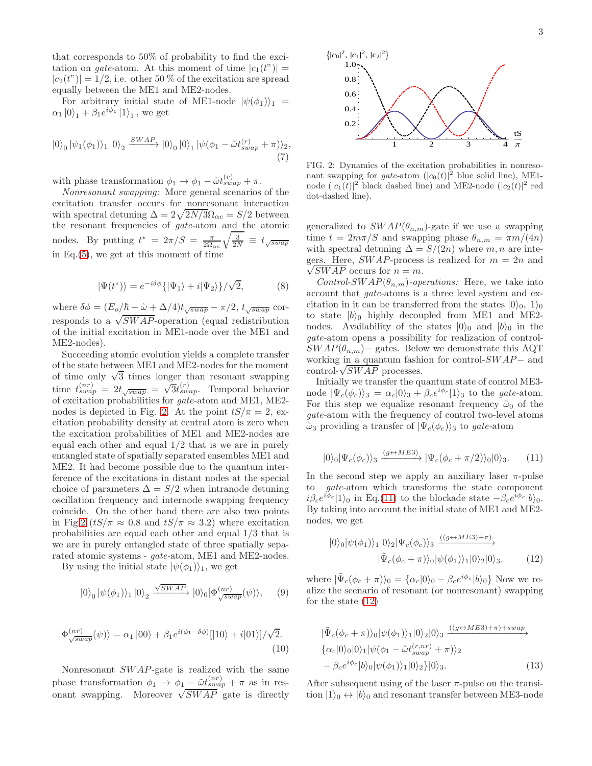that corresponds to 50% of probability to find the excitation on *gate*-atom. At this moment of time $|c_1(t")| = |c_2(t")| = 1/2$, i.e. other 50 % of the excitation are spread equally between the ME1 and ME2-nodes.

For arbitrary initial state of ME1-node $|\psi(\phi_1)\rangle_1 = \alpha_1 |0\rangle_1 + \beta_1 e^{i\phi_1} |1\rangle_1$, we get

$$|0\rangle_0 |\psi_1(\phi_1)\rangle_1 |0\rangle_2 \xrightarrow{SWAP} |0\rangle_0 |0\rangle_1 |\psi(\phi_1 - \tilde{\omega} t^{(r)}_{swap} + \pi)\rangle_2, \tag{7}$$

with phase transformation $\phi_1 \to \phi_1 - \tilde{\omega} t^{(r)}_{swap} + \pi$.

*Nonresonant swapping:* More general scenarios of the excitation transfer occurs for nonresonant interaction with spectral detuning $\Delta = 2\sqrt{2N/3}\Omega_{\alpha c} = S/2$ between the resonant frequencies of *gate*-atom and the atomic nodes. By putting $t^* = 2\pi/S = \frac{\pi}{2\Omega_{\alpha c}}\sqrt{\frac{3}{2N}} \equiv t_{\sqrt{swap}}$ in Eq.(5), we get at this moment of time

$$|\Psi(t^*)\rangle = e^{-i\delta\phi}\{|\Psi_1\rangle + i|\Psi_2\rangle\}/\sqrt{2}, \tag{8}$$

where $\delta\phi = (E_o/\hbar + \tilde{\omega} + \Delta/4)t_{\sqrt{swap}} - \pi/2$, $t_{\sqrt{swap}}$ corresponds to a $\sqrt{SWAP}$-operation (equal redistribution of the initial excitation in ME1-node over the ME1 and ME2-nodes).

Succeeding atomic evolution yields a complete transfer of the state between ME1 and ME2-nodes for the moment of time only $\sqrt{3}$ times longer than resonant swapping time $t^{(nr)}_{swap} = 2t_{\sqrt{swap}} = \sqrt{3}t^{(r)}_{swap}$. Temporal behavior of excitation probabilities for *gate*-atom and ME1, ME2-nodes is depicted in Fig. 2. At the point $tS/\pi = 2$, excitation probability density at central atom is zero when the excitation probabilities of ME1 and ME2-nodes are equal each other and equal 1/2 that is we are in purely entangled state of spatially separated ensembles ME1 and ME2. It had become possible due to the quantum interference of the excitations in distant nodes at the special choice of parameters $\Delta = S/2$ when intranode detuning oscillation frequency and internode swapping frequency coincide. On the other hand there are also two points in Fig.2 ($tS/\pi \approx 0.8$ and $tS/\pi \approx 3.2$) where excitation probabilities are equal each other and equal 1/3 that is we are in purely entangled state of three spatially separated atomic systems - *gate*-atom, ME1 and ME2-nodes.

By using the initial state $|\psi(\phi_1)\rangle_1$, we get

$$|0\rangle_0 |\psi(\phi_1)\rangle_1 |0\rangle_2 \xrightarrow{\sqrt{SWAP}} |0\rangle_0 |\Phi^{(nr)}_{\sqrt{swap}}(\psi)\rangle, \tag{9}$$

$$|\Phi^{(nr)}_{\sqrt{swap}}(\psi)\rangle = \alpha_1 |00\rangle + \beta_1 e^{i(\phi_1 - \delta\phi)}[|10\rangle + i|01\rangle]/\sqrt{2}. \tag{10}$$

Nonresonant *SWAP*-gate is realized with the same phase transformation $\phi_1 \to \phi_1 - \tilde{\omega} t^{(nr)}_{swap} + \pi$ as in resonant swapping. Moreover $\sqrt{SWAP}$ gate is directly generalized to $SWAP(\theta_{n,m})$-gate if we use a swapping time $t = 2m\pi/S$ and swapping phase $\theta_{n,m} = \pi m/(4n)$ with spectral detuning $\Delta = S/(2n)$ where $m, n$ are integers. Here, *SWAP*-process is realized for $m = 2n$ and $\sqrt{SWAP}$ occurs for $n = m$.

FIG. 2: Dynamics of the excitation probabilities in nonresonant swapping for *gate*-atom ($|c_0(t)|^2$ blue solid line), ME1-node ($|c_1(t)|^2$ black dashed line) and ME2-node ($|c_2(t)|^2$ red dot-dashed line).

*Control-SWAP($\theta_{n,m}$)-operations:* Here, we take into account that *gate*-atoms is a three level system and excitation in it can be transferred from the states $|0\rangle_0, |1\rangle_0$ to state $|b\rangle_0$ highly decoupled from ME1 and ME2-nodes. Availability of the states $|0\rangle_0$ and $|b\rangle_0$ in the *gate*-atom opens a possibility for realization of control-$SWAP(\theta_{n,m})-$ gates. Below we demonstrate this AQT working in a quantum fashion for control-$SWAP-$ and control-$\sqrt{SWAP}$ processes.

Initially we transfer the quantum state of control ME3-node $|\Psi_c(\phi_c)\rangle_3 = \alpha_c|0\rangle_3 + \beta_c e^{i\phi_c}|1\rangle_3$ to the *gate*-atom. For this step we equalize resonant frequency $\tilde{\omega}_0$ of the *gate*-atom with the frequency of control two-level atoms $\tilde{\omega}_3$ providing a transfer of $|\Psi_c(\phi_c)\rangle_3$ to *gate*-atom

$$|0\rangle_0|\Psi_c(\phi_c)\rangle_3 \xrightarrow{(g\leftrightarrow ME3)} |\Psi_c(\phi_c + \pi/2)\rangle_0|0\rangle_3. \tag{11}$$

In the second step we apply an auxiliary laser $\pi$-pulse to *gate*-atom which transforms the state component $i\beta_c e^{i\phi_c}|1\rangle_0$ in Eq.(11) to the blockade state $-\beta_c e^{i\phi_c}|b\rangle_0$. By taking into account the initial state of ME1 and ME2-nodes, we get

$$|0\rangle_0|\psi(\phi_1)\rangle_1|0\rangle_2|\Psi_c(\phi_c)\rangle_3 \xrightarrow{((g\leftrightarrow ME3)+\pi)} |\tilde{\Psi}_c(\phi_c + \pi)\rangle_0|\psi(\phi_1)\rangle_1|0\rangle_2|0\rangle_3. \tag{12}$$

where $|\tilde{\Psi}_c(\phi_c + \pi)\rangle_0 = \{\alpha_c|0\rangle_0 - \beta_c e^{i\phi_c}|b\rangle_0\}$ Now we realize the scenario of resonant (or nonresonant) swapping for the state (12)

$$\begin{aligned}&|\tilde{\Psi}_c(\phi_c + \pi)\rangle_0|\psi(\phi_1)\rangle_1|0\rangle_2|0\rangle_3 \xrightarrow{((g\leftrightarrow ME3)+\pi)+swap} \\ &\{\alpha_c|0\rangle_0|0\rangle_1|\psi(\phi_1 - \tilde{\omega} t^{(r,nr)}_{swap} + \pi)\rangle_2 \\ &- \beta_c e^{i\phi_c}|b\rangle_0|\psi(\phi_1)\rangle_1|0\rangle_2\}|0\rangle_3.\end{aligned} \tag{13}$$

After subsequent using of the laser $\pi$-pulse on the transition $|1\rangle_0 \leftrightarrow |b\rangle_0$ and resonant transfer between ME3-node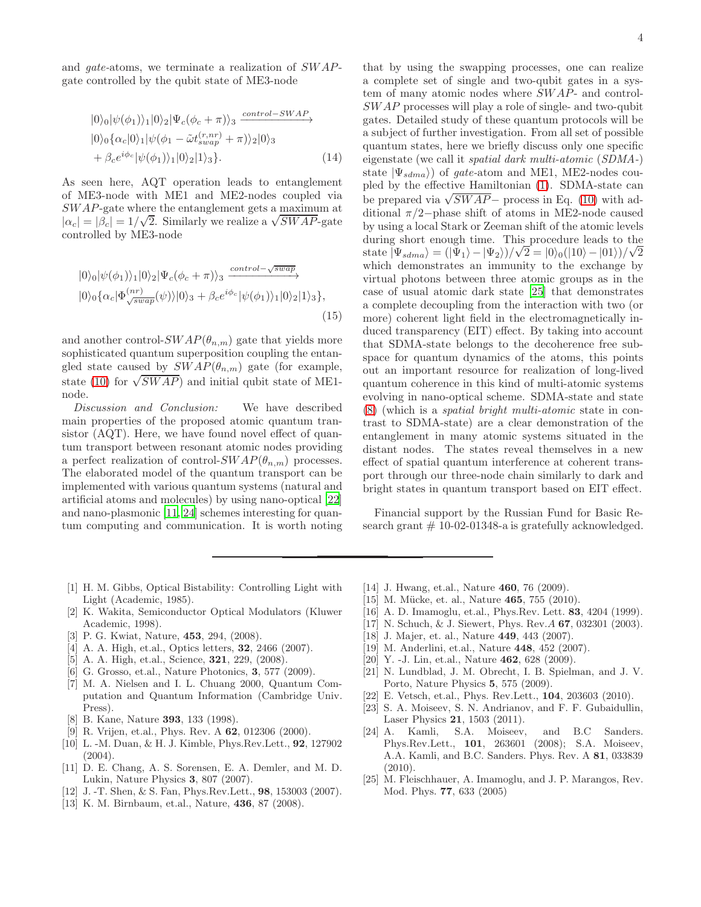and *gate*-atoms, we terminate a realization of $SWAP$-gate controlled by the qubit state of ME3-node

$$
\begin{aligned}
&|0\rangle_0|\psi(\phi_1)\rangle_1|0\rangle_2|\Psi_c(\phi_c+\pi)\rangle_3 \xrightarrow{control-SWAP} \\
&|0\rangle_0\{\alpha_c|0\rangle_1|\psi(\phi_1-\tilde{\omega}t_{swap}^{(r,nr)}+\pi)\rangle_2|0\rangle_3 \\
&+\beta_c e^{i\phi_c}|\psi(\phi_1)\rangle_1|0\rangle_2|1\rangle_3\}. \qquad (14)
\end{aligned}
$$

As seen here, AQT operation leads to entanglement of ME3-node with ME1 and ME2-nodes coupled via $SWAP$-gate where the entanglement gets a maximum at $|\alpha_c| = |\beta_c| = 1/\sqrt{2}$. Similarly we realize a $\sqrt{SWAP}$-gate controlled by ME3-node

$$
\begin{aligned}
&|0\rangle_0|\psi(\phi_1)\rangle_1|0\rangle_2|\Psi_c(\phi_c+\pi)\rangle_3 \xrightarrow{control-\sqrt{swap}} \\
&|0\rangle_0\{\alpha_c|\Phi_{\sqrt{swap}}^{(nr)}(\psi)\rangle|0\rangle_3+\beta_c e^{i\phi_c}|\psi(\phi_1)\rangle_1|0\rangle_2|1\rangle_3\}, \qquad (15)
\end{aligned}
$$

and another control-$SWAP(\theta_{n,m})$ gate that yields more sophisticated quantum superposition coupling the entangled state caused by $SWAP(\theta_{n,m})$ gate (for example, state (10) for $\sqrt{SWAP}$) and initial qubit state of ME1-node.

*Discussion and Conclusion:* We have described main properties of the proposed atomic quantum transistor (AQT). Here, we have found novel effect of quantum transport between resonant atomic nodes providing a perfect realization of control-$SWAP(\theta_{n,m})$ processes. The elaborated model of the quantum transport can be implemented with various quantum systems (natural and artificial atoms and molecules) by using nano-optical [22] and nano-plasmonic [11, 24] schemes interesting for quantum computing and communication. It is worth noting that by using the swapping processes, one can realize a complete set of single and two-qubit gates in a system of many atomic nodes where $SWAP$- and control-$SWAP$ processes will play a role of single- and two-qubit gates. Detailed study of these quantum protocols will be a subject of further investigation. From all set of possible quantum states, here we briefly discuss only one specific eigenstate (we call it *spatial dark multi-atomic* (*SDMA*-) state $|\Psi_{sdma}\rangle$) of *gate*-atom and ME1, ME2-nodes coupled by the effective Hamiltonian (1). SDMA-state can be prepared via $\sqrt{SWAP}-$ process in Eq. (10) with additional $\pi/2-$phase shift of atoms in ME2-node caused by using a local Stark or Zeeman shift of the atomic levels during short enough time. This procedure leads to the state $|\Psi_{sdma}\rangle = (|\Psi_1\rangle - |\Psi_2\rangle)/\sqrt{2} = |0\rangle_0(|10\rangle - |01\rangle)/\sqrt{2}$ which demonstrates an immunity to the exchange by virtual photons between three atomic groups as in the case of usual atomic dark state [25] that demonstrates a complete decoupling from the interaction with two (or more) coherent light field in the electromagnetically induced transparency (EIT) effect. By taking into account that SDMA-state belongs to the decoherence free subspace for quantum dynamics of the atoms, this points out an important resource for realization of long-lived quantum coherence in this kind of multi-atomic systems evolving in nano-optical scheme. SDMA-state and state (8) (which is a *spatial bright multi-atomic* state in contrast to SDMA-state) are a clear demonstration of the entanglement in many atomic systems situated in the distant nodes. The states reveal themselves in a new effect of spatial quantum interference at coherent transport through our three-node chain similarly to dark and bright states in quantum transport based on EIT effect.

Financial support by the Russian Fund for Basic Research grant # 10-02-01348-a is gratefully acknowledged.

---

[1] H. M. Gibbs, Optical Bistability: Controlling Light with Light (Academic, 1985).
[2] K. Wakita, Semiconductor Optical Modulators (Kluwer Academic, 1998).
[3] P. G. Kwiat, Nature, **453**, 294, (2008).
[4] A. A. High, et.al., Optics letters, **32**, 2466 (2007).
[5] A. A. High, et.al., Science, **321**, 229, (2008).
[6] G. Grosso, et.al., Nature Photonics, **3**, 577 (2009).
[7] M. A. Nielsen and I. L. Chuang 2000, Quantum Computation and Quantum Information (Cambridge Univ. Press).
[8] B. Kane, Nature **393**, 133 (1998).
[9] R. Vrijen, et.al., Phys. Rev. A **62**, 012306 (2000).
[10] L. -M. Duan, & H. J. Kimble, Phys.Rev.Lett., **92**, 127902 (2004).
[11] D. E. Chang, A. S. Sorensen, E. A. Demler, and M. D. Lukin, Nature Physics **3**, 807 (2007).
[12] J. -T. Shen, & S. Fan, Phys.Rev.Lett., **98**, 153003 (2007).
[13] K. M. Birnbaum, et.al., Nature, **436**, 87 (2008).
[14] J. Hwang, et.al., Nature **460**, 76 (2009).
[15] M. Mücke, et. al., Nature **465**, 755 (2010).
[16] A. D. Imamoglu, et.al., Phys.Rev. Lett. **83**, 4204 (1999).
[17] N. Schuch, & J. Siewert, Phys. Rev.*A* **67**, 032301 (2003).
[18] J. Majer, et. al., Nature **449**, 443 (2007).
[19] M. Anderlini, et.al., Nature **448**, 452 (2007).
[20] Y. -J. Lin, et.al., Nature **462**, 628 (2009).
[21] N. Lundblad, J. M. Obrecht, I. B. Spielman, and J. V. Porto, Nature Physics **5**, 575 (2009).
[22] E. Vetsch, et.al., Phys. Rev.Lett., **104**, 203603 (2010).
[23] S. A. Moiseev, S. N. Andrianov, and F. F. Gubaidullin, Laser Physics **21**, 1503 (2011).
[24] A. Kamli, S.A. Moiseev, and B.C Sanders. Phys.Rev.Lett., **101**, 263601 (2008); S.A. Moiseev, A.A. Kamli, and B.C. Sanders. Phys. Rev. A **81**, 033839 (2010).
[25] M. Fleischhauer, A. Imamoglu, and J. P. Marangos, Rev. Mod. Phys. **77**, 633 (2005)